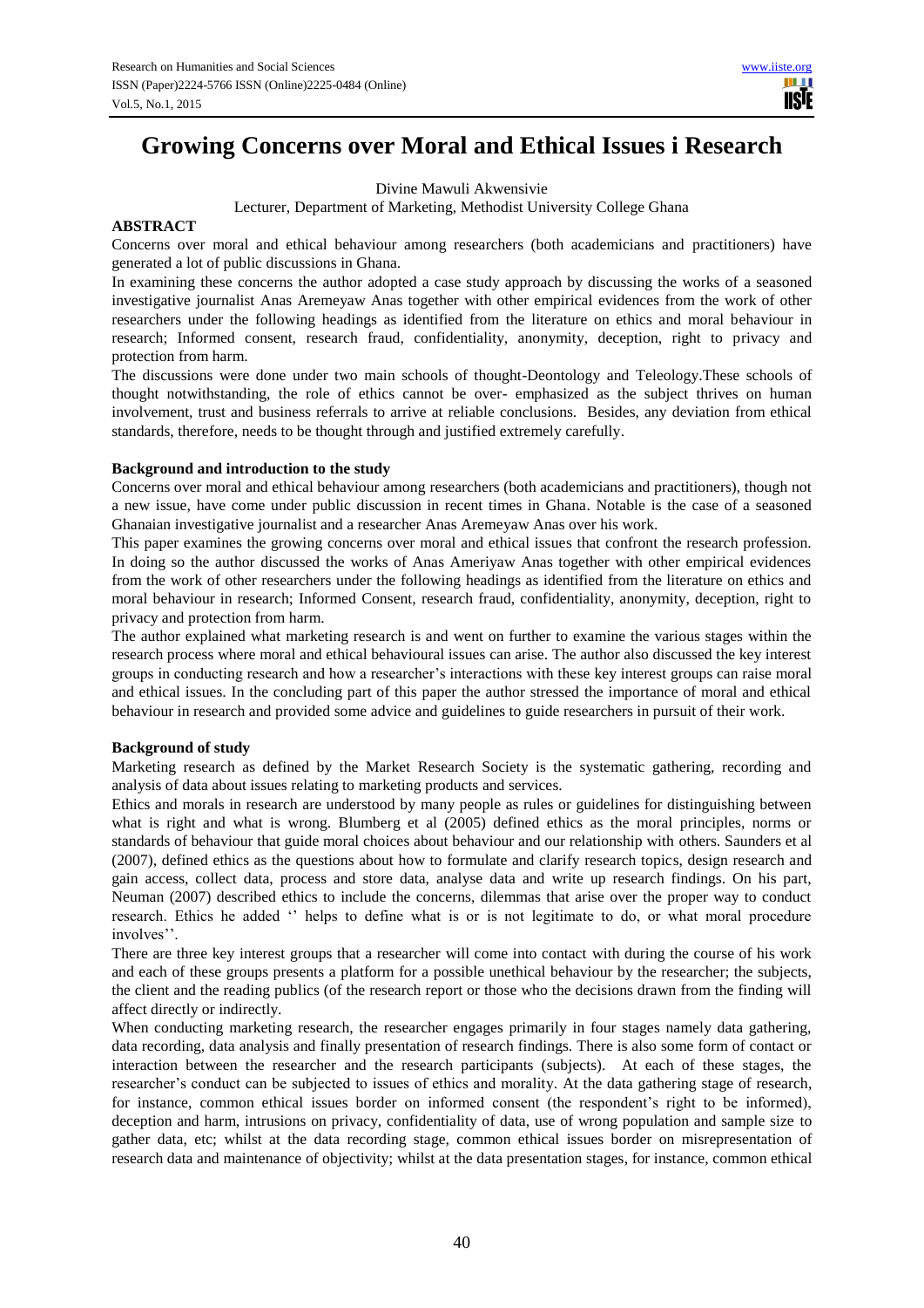# Growing Concerns over Moral and Ethical Issues i Research

Divine Mawuli Akwensivie

Lecturer, Department of Marketing, Methodist University College Ghana

## ABSTRACT

Concerns over moral and ethical behaviour among researchers (both academicians and practitioners) have generated a lot of public discussions in Ghana.

In examining these concerns the author adopted a case study approach by discussing the works of a seasoned investigative journalist Anas Aremeyaw Anas together with other empirical evidences from the work of other researchers under the following headings as identified from the literature on ethics and moral behaviour in research; Informed consent, research fraud, confidentiality, anonymity, deception, right to privacy and protection from harm.

The discussions were done under two main schools of thought-Deontology and Teleology.These schools of thought notwithstanding, the role of ethics cannot be over- emphasized as the subject thrives on human involvement, trust and business referrals to arrive at reliable conclusions. Besides, any deviation from ethical standards, therefore, needs to be thought through and justified extremely carefully.

## Background and introduction to the study

Concerns over moral and ethical behaviour among researchers (both academicians and practitioners), though not a new issue, have come under public discussion in recent times in Ghana. Notable is the case of a seasoned Ghanaian investigative journalist and a researcher Anas Aremeyaw Anas over his work.

This paper examines the growing concerns over moral and ethical issues that confront the research profession. In doing so the author discussed the works of Anas Ameriyaw Anas together with other empirical evidences from the work of other researchers under the following headings as identified from the literature on ethics and moral behaviour in research; Informed Consent, research fraud, confidentiality, anonymity, deception, right to privacy and protection from harm.

The author explained what marketing research is and went on further to examine the various stages within the research process where moral and ethical behavioural issues can arise. The author also discussed the key interest groups in conducting research and how a researcher's interactions with these key interest groups can raise moral and ethical issues. In the concluding part of this paper the author stressed the importance of moral and ethical behaviour in research and provided some advice and guidelines to guide researchers in pursuit of their work.

## Background of study

Marketing research as defined by the Market Research Society is the systematic gathering, recording and analysis of data about issues relating to marketing products and services.

Ethics and morals in research are understood by many people as rules or guidelines for distinguishing between what is right and what is wrong. Blumberg et al (2005) defined ethics as the moral principles, norms or standards of behaviour that guide moral choices about behaviour and our relationship with others. Saunders et al (2007), defined ethics as the questions about how to formulate and clarify research topics, design research and gain access, collect data, process and store data, analyse data and write up research findings. On his part, Neuman (2007) described ethics to include the concerns, dilemmas that arise over the proper way to conduct research. Ethics he added '' helps to define what is or is not legitimate to do, or what moral procedure involves''.

There are three key interest groups that a researcher will come into contact with during the course of his work and each of these groups presents a platform for a possible unethical behaviour by the researcher; the subjects, the client and the reading publics (of the research report or those who the decisions drawn from the finding will affect directly or indirectly.

When conducting marketing research, the researcher engages primarily in four stages namely data gathering, data recording, data analysis and finally presentation of research findings. There is also some form of contact or interaction between the researcher and the research participants (subjects). At each of these stages, the researcher's conduct can be subjected to issues of ethics and morality. At the data gathering stage of research, for instance, common ethical issues border on informed consent (the respondent's right to be informed), deception and harm, intrusions on privacy, confidentiality of data, use of wrong population and sample size to gather data, etc; whilst at the data recording stage, common ethical issues border on misrepresentation of research data and maintenance of objectivity; whilst at the data presentation stages, for instance, common ethical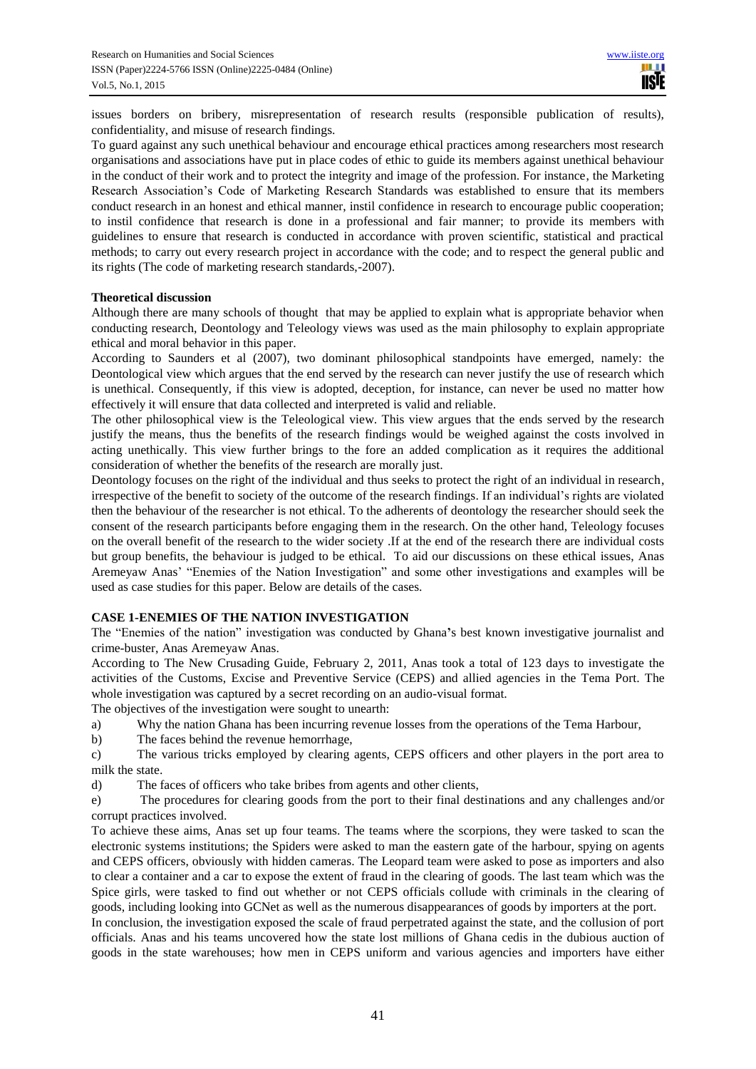issues borders on bribery, misrepresentation of research results (responsible publication of results), confidentiality, and misuse of research findings.

To guard against any such unethical behaviour and encourage ethical practices among researchers most research organisations and associations have put in place codes of ethic to guide its members against unethical behaviour in the conduct of their work and to protect the integrity and image of the profession. For instance, the Marketing Research Association's Code of Marketing Research Standards was established to ensure that its members conduct research in an honest and ethical manner, instil confidence in research to encourage public cooperation; to instil confidence that research is done in a professional and fair manner; to provide its members with guidelines to ensure that research is conducted in accordance with proven scientific, statistical and practical methods; to carry out every research project in accordance with the code; and to respect the general public and its rights (The code of marketing research standards,-2007).

**Theoretical discussion**

Although there are many schools of thought that may be applied to explain what is appropriate behavior when conducting research, Deontology and Teleology views was used as the main philosophy to explain appropriate ethical and moral behavior in this paper.

According to Saunders et al (2007), two dominant philosophical standpoints have emerged, namely: the Deontological view which argues that the end served by the research can never justify the use of research which is unethical. Consequently, if this view is adopted, deception, for instance, can never be used no matter how effectively it will ensure that data collected and interpreted is valid and reliable.

The other philosophical view is the Teleological view. This view argues that the ends served by the research justify the means, thus the benefits of the research findings would be weighed against the costs involved in acting unethically. This view further brings to the fore an added complication as it requires the additional consideration of whether the benefits of the research are morally just.

Deontology focuses on the right of the individual and thus seeks to protect the right of an individual in research, irrespective of the benefit to society of the outcome of the research findings. If an individual's rights are violated then the behaviour of the researcher is not ethical. To the adherents of deontology the researcher should seek the consent of the research participants before engaging them in the research. On the other hand, Teleology focuses on the overall benefit of the research to the wider society .If at the end of the research there are individual costs but group benefits, the behaviour is judged to be ethical. To aid our discussions on these ethical issues, Anas Aremeyaw Anas' "Enemies of the Nation Investigation" and some other investigations and examples will be used as case studies for this paper. Below are details of the cases.

**CASE 1-ENEMIES OF THE NATION INVESTIGATION**

The "Enemies of the nation" investigation was conducted by Ghana's best known investigative journalist and crime-buster, Anas Aremeyaw Anas.

According to The New Crusading Guide, February 2, 2011, Anas took a total of 123 days to investigate the activities of the Customs, Excise and Preventive Service (CEPS) and allied agencies in the Tema Port. The whole investigation was captured by a secret recording on an audio-visual format.

The objectives of the investigation were sought to unearth:

a) Why the nation Ghana has been incurring revenue losses from the operations of the Tema Harbour,

b) The faces behind the revenue hemorrhage,

c) The various tricks employed by clearing agents, CEPS officers and other players in the port area to milk the state.

d) The faces of officers who take bribes from agents and other clients,

e) The procedures for clearing goods from the port to their final destinations and any challenges and/or corrupt practices involved.

To achieve these aims, Anas set up four teams. The teams where the scorpions, they were tasked to scan the electronic systems institutions; the Spiders were asked to man the eastern gate of the harbour, spying on agents and CEPS officers, obviously with hidden cameras. The Leopard team were asked to pose as importers and also to clear a container and a car to expose the extent of fraud in the clearing of goods. The last team which was the Spice girls, were tasked to find out whether or not CEPS officials collude with criminals in the clearing of goods, including looking into GCNet as well as the numerous disappearances of goods by importers at the port.

In conclusion, the investigation exposed the scale of fraud perpetrated against the state, and the collusion of port officials. Anas and his teams uncovered how the state lost millions of Ghana cedis in the dubious auction of goods in the state warehouses; how men in CEPS uniform and various agencies and importers have either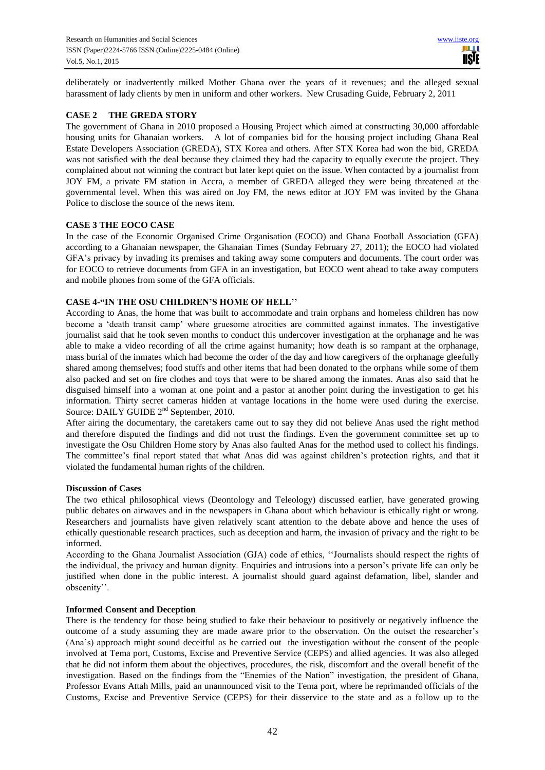deliberately or inadvertently milked Mother Ghana over the years of it revenues; and the alleged sexual harassment of lady clients by men in uniform and other workers. New Crusading Guide, February 2, 2011

**CASE 2 THE GREDA STORY**

The government of Ghana in 2010 proposed a Housing Project which aimed at constructing 30,000 affordable housing units for Ghanaian workers. A lot of companies bid for the housing project including Ghana Real Estate Developers Association (GREDA), STX Korea and others. After STX Korea had won the bid, GREDA was not satisfied with the deal because they claimed they had the capacity to equally execute the project. They complained about not winning the contract but later kept quiet on the issue. When contacted by a journalist from JOY FM, a private FM station in Accra, a member of GREDA alleged they were being threatened at the governmental level. When this was aired on Joy FM, the news editor at JOY FM was invited by the Ghana Police to disclose the source of the news item.

**CASE 3 THE EOCO CASE**

In the case of the Economic Organised Crime Organisation (EOCO) and Ghana Football Association (GFA) according to a Ghanaian newspaper, the Ghanaian Times (Sunday February 27, 2011); the EOCO had violated GFA's privacy by invading its premises and taking away some computers and documents. The court order was for EOCO to retrieve documents from GFA in an investigation, but EOCO went ahead to take away computers and mobile phones from some of the GFA officials.

**CASE 4-"IN THE OSU CHILDREN'S HOME OF HELL''**

According to Anas, the home that was built to accommodate and train orphans and homeless children has now become a 'death transit camp' where gruesome atrocities are committed against inmates. The investigative journalist said that he took seven months to conduct this undercover investigation at the orphanage and he was able to make a video recording of all the crime against humanity; how death is so rampant at the orphanage, mass burial of the inmates which had become the order of the day and how caregivers of the orphanage gleefully shared among themselves; food stuffs and other items that had been donated to the orphans while some of them also packed and set on fire clothes and toys that were to be shared among the inmates. Anas also said that he disguised himself into a woman at one point and a pastor at another point during the investigation to get his information. Thirty secret cameras hidden at vantage locations in the home were used during the exercise. Source: DAILY GUIDE 2nd September, 2010.

After airing the documentary, the caretakers came out to say they did not believe Anas used the right method and therefore disputed the findings and did not trust the findings. Even the government committee set up to investigate the Osu Children Home story by Anas also faulted Anas for the method used to collect his findings. The committee's final report stated that what Anas did was against children's protection rights, and that it violated the fundamental human rights of the children.

**Discussion of Cases**

The two ethical philosophical views (Deontology and Teleology) discussed earlier, have generated growing public debates on airwaves and in the newspapers in Ghana about which behaviour is ethically right or wrong. Researchers and journalists have given relatively scant attention to the debate above and hence the uses of ethically questionable research practices, such as deception and harm, the invasion of privacy and the right to be informed.

According to the Ghana Journalist Association (GJA) code of ethics, ''Journalists should respect the rights of the individual, the privacy and human dignity. Enquiries and intrusions into a person's private life can only be justified when done in the public interest. A journalist should guard against defamation, libel, slander and obscenity''.

**Informed Consent and Deception**

There is the tendency for those being studied to fake their behaviour to positively or negatively influence the outcome of a study assuming they are made aware prior to the observation. On the outset the researcher's (Ana's) approach might sound deceitful as he carried out the investigation without the consent of the people involved at Tema port, Customs, Excise and Preventive Service (CEPS) and allied agencies. It was also alleged that he did not inform them about the objectives, procedures, the risk, discomfort and the overall benefit of the investigation. Based on the findings from the "Enemies of the Nation" investigation, the president of Ghana, Professor Evans Attah Mills, paid an unannounced visit to the Tema port, where he reprimanded officials of the Customs, Excise and Preventive Service (CEPS) for their disservice to the state and as a follow up to the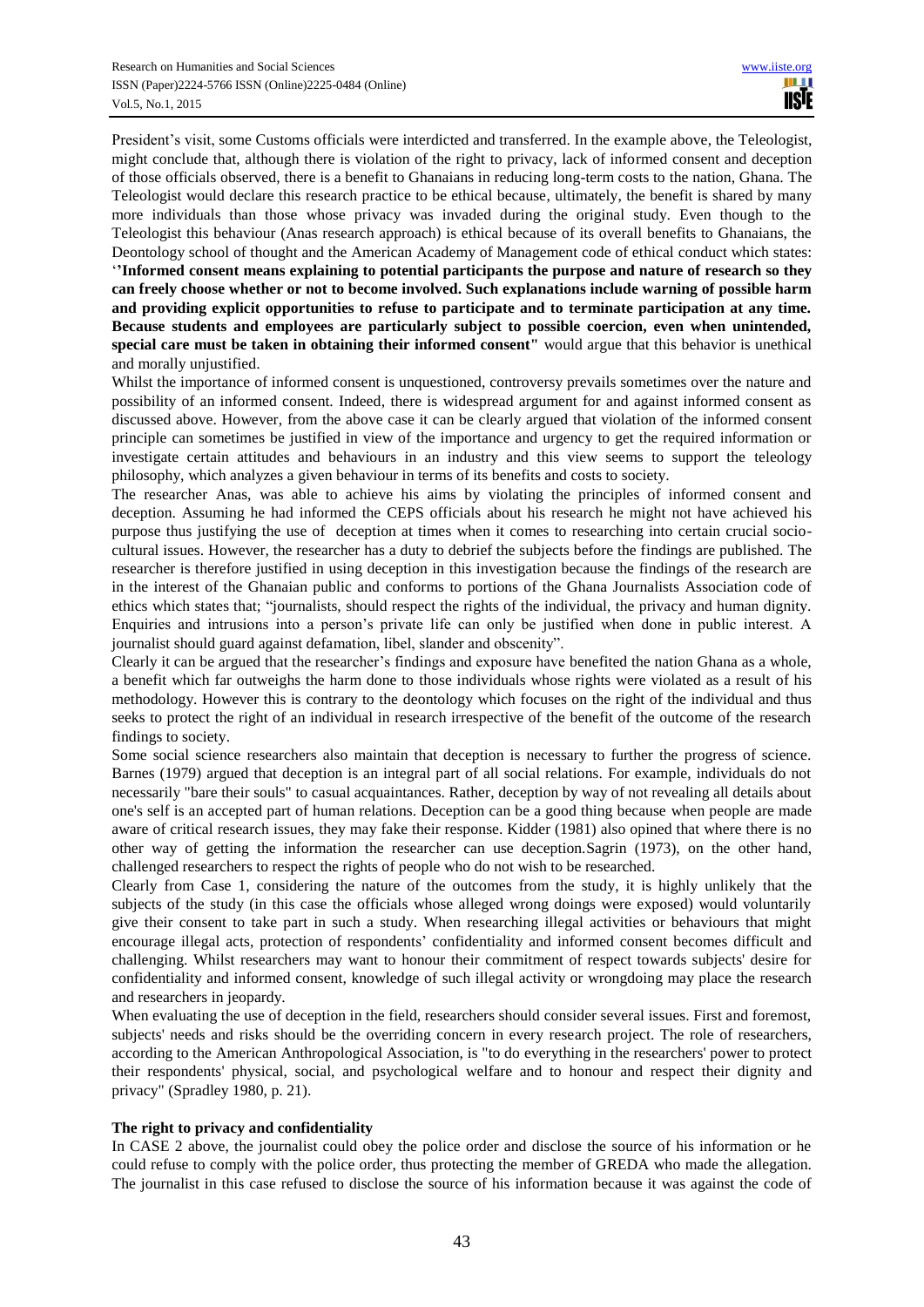President's visit, some Customs officials were interdicted and transferred. In the example above, the Teleologist, might conclude that, although there is violation of the right to privacy, lack of informed consent and deception of those officials observed, there is a benefit to Ghanaians in reducing long-term costs to the nation, Ghana. The Teleologist would declare this research practice to be ethical because, ultimately, the benefit is shared by many more individuals than those whose privacy was invaded during the original study. Even though to the Teleologist this behaviour (Anas research approach) is ethical because of its overall benefits to Ghanaians, the Deontology school of thought and the American Academy of Management code of ethical conduct which states: **''Informed consent means explaining to potential participants the purpose and nature of research so they can freely choose whether or not to become involved. Such explanations include warning of possible harm and providing explicit opportunities to refuse to participate and to terminate participation at any time. Because students and employees are particularly subject to possible coercion, even when unintended, special care must be taken in obtaining their informed consent"** would argue that this behavior is unethical and morally unjustified.

Whilst the importance of informed consent is unquestioned, controversy prevails sometimes over the nature and possibility of an informed consent. Indeed, there is widespread argument for and against informed consent as discussed above. However, from the above case it can be clearly argued that violation of the informed consent principle can sometimes be justified in view of the importance and urgency to get the required information or investigate certain attitudes and behaviours in an industry and this view seems to support the teleology philosophy, which analyzes a given behaviour in terms of its benefits and costs to society.

The researcher Anas, was able to achieve his aims by violating the principles of informed consent and deception. Assuming he had informed the CEPS officials about his research he might not have achieved his purpose thus justifying the use of deception at times when it comes to researching into certain crucial socio-cultural issues. However, the researcher has a duty to debrief the subjects before the findings are published. The researcher is therefore justified in using deception in this investigation because the findings of the research are in the interest of the Ghanaian public and conforms to portions of the Ghana Journalists Association code of ethics which states that; "journalists, should respect the rights of the individual, the privacy and human dignity. Enquiries and intrusions into a person's private life can only be justified when done in public interest. A journalist should guard against defamation, libel, slander and obscenity".

Clearly it can be argued that the researcher's findings and exposure have benefited the nation Ghana as a whole, a benefit which far outweighs the harm done to those individuals whose rights were violated as a result of his methodology. However this is contrary to the deontology which focuses on the right of the individual and thus seeks to protect the right of an individual in research irrespective of the benefit of the outcome of the research findings to society.

Some social science researchers also maintain that deception is necessary to further the progress of science. Barnes (1979) argued that deception is an integral part of all social relations. For example, individuals do not necessarily "bare their souls" to casual acquaintances. Rather, deception by way of not revealing all details about one's self is an accepted part of human relations. Deception can be a good thing because when people are made aware of critical research issues, they may fake their response. Kidder (1981) also opined that where there is no other way of getting the information the researcher can use deception.Sagrin (1973), on the other hand, challenged researchers to respect the rights of people who do not wish to be researched.

Clearly from Case 1, considering the nature of the outcomes from the study, it is highly unlikely that the subjects of the study (in this case the officials whose alleged wrong doings were exposed) would voluntarily give their consent to take part in such a study. When researching illegal activities or behaviours that might encourage illegal acts, protection of respondents' confidentiality and informed consent becomes difficult and challenging. Whilst researchers may want to honour their commitment of respect towards subjects' desire for confidentiality and informed consent, knowledge of such illegal activity or wrongdoing may place the research and researchers in jeopardy.

When evaluating the use of deception in the field, researchers should consider several issues. First and foremost, subjects' needs and risks should be the overriding concern in every research project. The role of researchers, according to the American Anthropological Association, is "to do everything in the researchers' power to protect their respondents' physical, social, and psychological welfare and to honour and respect their dignity and privacy" (Spradley 1980, p. 21).

**The right to privacy and confidentiality**

In CASE 2 above, the journalist could obey the police order and disclose the source of his information or he could refuse to comply with the police order, thus protecting the member of GREDA who made the allegation. The journalist in this case refused to disclose the source of his information because it was against the code of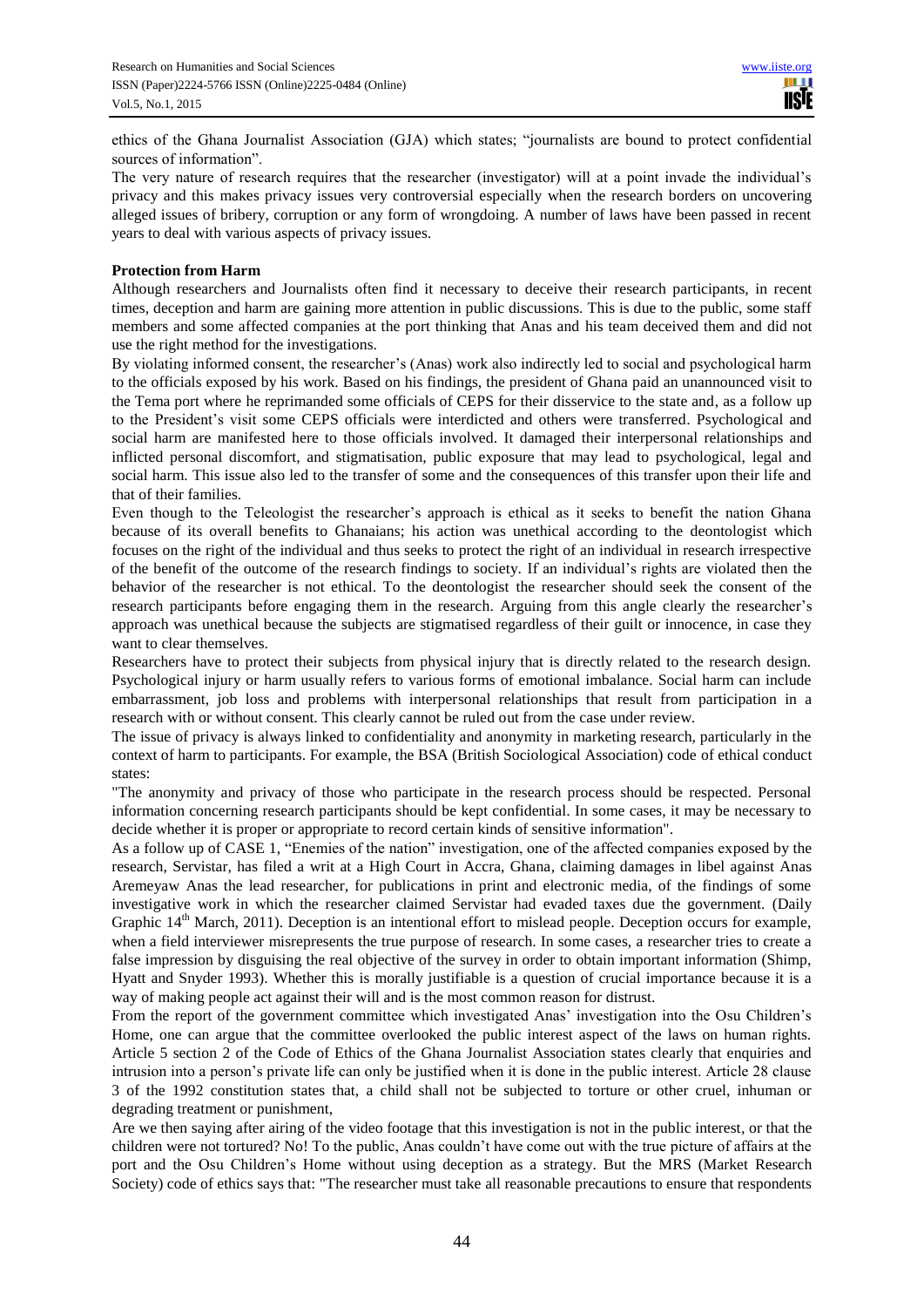ethics of the Ghana Journalist Association (GJA) which states; "journalists are bound to protect confidential sources of information".

The very nature of research requires that the researcher (investigator) will at a point invade the individual's privacy and this makes privacy issues very controversial especially when the research borders on uncovering alleged issues of bribery, corruption or any form of wrongdoing. A number of laws have been passed in recent years to deal with various aspects of privacy issues.

**Protection from Harm**

Although researchers and Journalists often find it necessary to deceive their research participants, in recent times, deception and harm are gaining more attention in public discussions. This is due to the public, some staff members and some affected companies at the port thinking that Anas and his team deceived them and did not use the right method for the investigations.

By violating informed consent, the researcher's (Anas) work also indirectly led to social and psychological harm to the officials exposed by his work. Based on his findings, the president of Ghana paid an unannounced visit to the Tema port where he reprimanded some officials of CEPS for their disservice to the state and, as a follow up to the President's visit some CEPS officials were interdicted and others were transferred. Psychological and social harm are manifested here to those officials involved. It damaged their interpersonal relationships and inflicted personal discomfort, and stigmatisation, public exposure that may lead to psychological, legal and social harm. This issue also led to the transfer of some and the consequences of this transfer upon their life and that of their families.

Even though to the Teleologist the researcher's approach is ethical as it seeks to benefit the nation Ghana because of its overall benefits to Ghanaians; his action was unethical according to the deontologist which focuses on the right of the individual and thus seeks to protect the right of an individual in research irrespective of the benefit of the outcome of the research findings to society. If an individual's rights are violated then the behavior of the researcher is not ethical. To the deontologist the researcher should seek the consent of the research participants before engaging them in the research. Arguing from this angle clearly the researcher's approach was unethical because the subjects are stigmatised regardless of their guilt or innocence, in case they want to clear themselves.

Researchers have to protect their subjects from physical injury that is directly related to the research design. Psychological injury or harm usually refers to various forms of emotional imbalance. Social harm can include embarrassment, job loss and problems with interpersonal relationships that result from participation in a research with or without consent. This clearly cannot be ruled out from the case under review.

The issue of privacy is always linked to confidentiality and anonymity in marketing research, particularly in the context of harm to participants. For example, the BSA (British Sociological Association) code of ethical conduct states:

"The anonymity and privacy of those who participate in the research process should be respected. Personal information concerning research participants should be kept confidential. In some cases, it may be necessary to decide whether it is proper or appropriate to record certain kinds of sensitive information".

As a follow up of CASE 1, "Enemies of the nation" investigation, one of the affected companies exposed by the research, Servistar, has filed a writ at a High Court in Accra, Ghana, claiming damages in libel against Anas Aremeyaw Anas the lead researcher, for publications in print and electronic media, of the findings of some investigative work in which the researcher claimed Servistar had evaded taxes due the government. (Daily Graphic 14th March, 2011). Deception is an intentional effort to mislead people. Deception occurs for example, when a field interviewer misrepresents the true purpose of research. In some cases, a researcher tries to create a false impression by disguising the real objective of the survey in order to obtain important information (Shimp, Hyatt and Snyder 1993). Whether this is morally justifiable is a question of crucial importance because it is a way of making people act against their will and is the most common reason for distrust.

From the report of the government committee which investigated Anas' investigation into the Osu Children's Home, one can argue that the committee overlooked the public interest aspect of the laws on human rights. Article 5 section 2 of the Code of Ethics of the Ghana Journalist Association states clearly that enquiries and intrusion into a person's private life can only be justified when it is done in the public interest. Article 28 clause 3 of the 1992 constitution states that, a child shall not be subjected to torture or other cruel, inhuman or degrading treatment or punishment,

Are we then saying after airing of the video footage that this investigation is not in the public interest, or that the children were not tortured? No! To the public, Anas couldn't have come out with the true picture of affairs at the port and the Osu Children's Home without using deception as a strategy. But the MRS (Market Research Society) code of ethics says that: "The researcher must take all reasonable precautions to ensure that respondents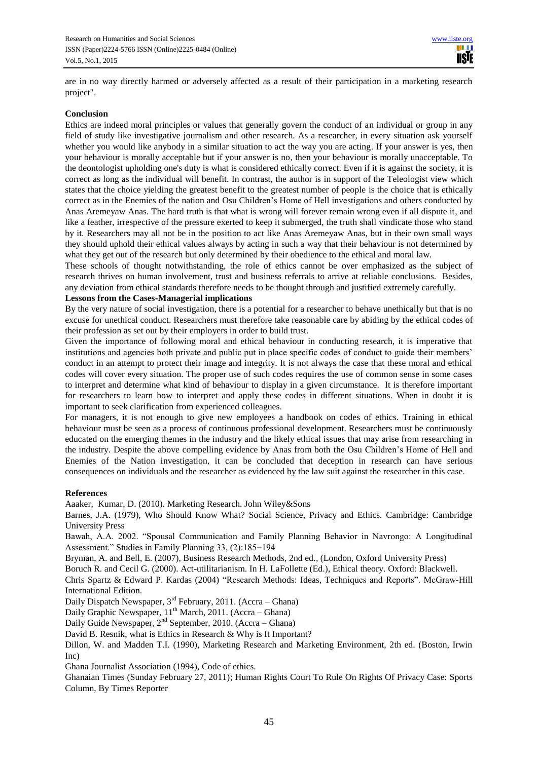are in no way directly harmed or adversely affected as a result of their participation in a marketing research project".

**Conclusion**

Ethics are indeed moral principles or values that generally govern the conduct of an individual or group in any field of study like investigative journalism and other research. As a researcher, in every situation ask yourself whether you would like anybody in a similar situation to act the way you are acting. If your answer is yes, then your behaviour is morally acceptable but if your answer is no, then your behaviour is morally unacceptable. To the deontologist upholding one's duty is what is considered ethically correct. Even if it is against the society, it is correct as long as the individual will benefit. In contrast, the author is in support of the Teleologist view which states that the choice yielding the greatest benefit to the greatest number of people is the choice that is ethically correct as in the Enemies of the nation and Osu Children's Home of Hell investigations and others conducted by Anas Aremeyaw Anas. The hard truth is that what is wrong will forever remain wrong even if all dispute it, and like a feather, irrespective of the pressure exerted to keep it submerged, the truth shall vindicate those who stand by it. Researchers may all not be in the position to act like Anas Aremeyaw Anas, but in their own small ways they should uphold their ethical values always by acting in such a way that their behaviour is not determined by what they get out of the research but only determined by their obedience to the ethical and moral law.

These schools of thought notwithstanding, the role of ethics cannot be over emphasized as the subject of research thrives on human involvement, trust and business referrals to arrive at reliable conclusions. Besides, any deviation from ethical standards therefore needs to be thought through and justified extremely carefully.

**Lessons from the Cases-Managerial implications**

By the very nature of social investigation, there is a potential for a researcher to behave unethically but that is no excuse for unethical conduct. Researchers must therefore take reasonable care by abiding by the ethical codes of their profession as set out by their employers in order to build trust.

Given the importance of following moral and ethical behaviour in conducting research, it is imperative that institutions and agencies both private and public put in place specific codes of conduct to guide their members' conduct in an attempt to protect their image and integrity. It is not always the case that these moral and ethical codes will cover every situation. The proper use of such codes requires the use of common sense in some cases to interpret and determine what kind of behaviour to display in a given circumstance. It is therefore important for researchers to learn how to interpret and apply these codes in different situations. When in doubt it is important to seek clarification from experienced colleagues.

For managers, it is not enough to give new employees a handbook on codes of ethics. Training in ethical behaviour must be seen as a process of continuous professional development. Researchers must be continuously educated on the emerging themes in the industry and the likely ethical issues that may arise from researching in the industry. Despite the above compelling evidence by Anas from both the Osu Children's Home of Hell and Enemies of the Nation investigation, it can be concluded that deception in research can have serious consequences on individuals and the researcher as evidenced by the law suit against the researcher in this case.

**References**

Aaaker, Kumar, D. (2010). Marketing Research. John Wiley&Sons

Barnes, J.A. (1979), Who Should Know What? Social Science, Privacy and Ethics. Cambridge: Cambridge University Press

Bawah, A.A. 2002. "Spousal Communication and Family Planning Behavior in Navrongo: A Longitudinal Assessment." Studies in Family Planning 33, (2):185−194

Bryman, A. and Bell, E. (2007), Business Research Methods, 2nd ed., (London, Oxford University Press)

Boruch R. and Cecil G. (2000). Act-utilitarianism. In H. LaFollette (Ed.), Ethical theory. Oxford: Blackwell.

Chris Spartz & Edward P. Kardas (2004) "Research Methods: Ideas, Techniques and Reports". McGraw-Hill International Edition.

Daily Dispatch Newspaper, 3rd February, 2011. (Accra – Ghana)

Daily Graphic Newspaper, 11th March, 2011. (Accra – Ghana)

Daily Guide Newspaper, 2nd September, 2010. (Accra – Ghana)

David B. Resnik, what is Ethics in Research & Why is It Important?

Dillon, W. and Madden T.I. (1990), Marketing Research and Marketing Environment, 2th ed. (Boston, Irwin Inc)

Ghana Journalist Association (1994), Code of ethics.

Ghanaian Times (Sunday February 27, 2011); Human Rights Court To Rule On Rights Of Privacy Case: Sports Column, By Times Reporter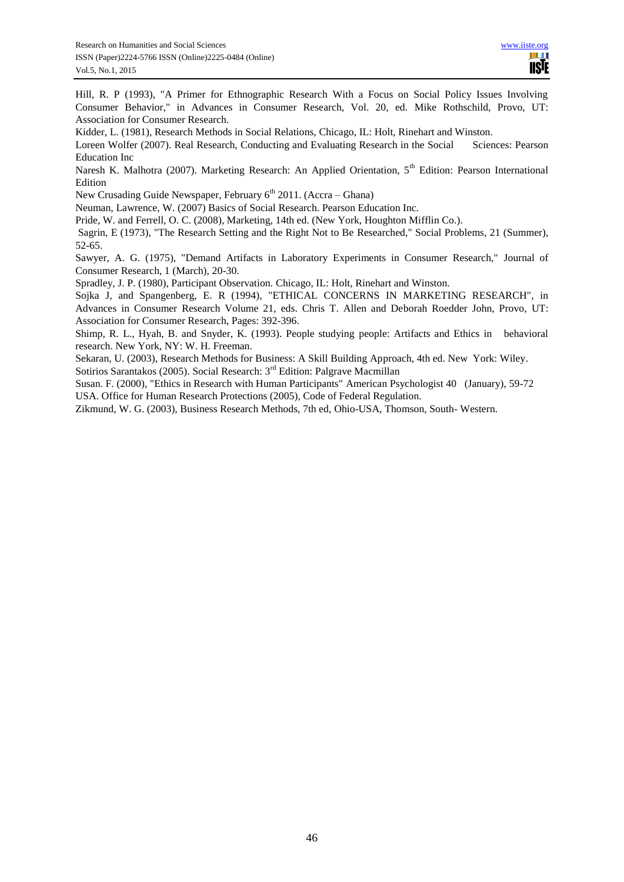Hill, R. P (1993), "A Primer for Ethnographic Research With a Focus on Social Policy Issues Involving Consumer Behavior," in Advances in Consumer Research, Vol. 20, ed. Mike Rothschild, Provo, UT: Association for Consumer Research.

Kidder, L. (1981), Research Methods in Social Relations, Chicago, IL: Holt, Rinehart and Winston.

Loreen Wolfer (2007). Real Research, Conducting and Evaluating Research in the Social Sciences: Pearson Education Inc

Naresh K. Malhotra (2007). Marketing Research: An Applied Orientation, 5th Edition: Pearson International Edition

New Crusading Guide Newspaper, February 6th 2011. (Accra – Ghana)

Neuman, Lawrence, W. (2007) Basics of Social Research. Pearson Education Inc.

Pride, W. and Ferrell, O. C. (2008), Marketing, 14th ed. (New York, Houghton Mifflin Co.).

Sagrin, E (1973), "The Research Setting and the Right Not to Be Researched," Social Problems, 21 (Summer), 52-65.

Sawyer, A. G. (1975), "Demand Artifacts in Laboratory Experiments in Consumer Research," Journal of Consumer Research, 1 (March), 20-30.

Spradley, J. P. (1980), Participant Observation. Chicago, IL: Holt, Rinehart and Winston.

Sojka J, and Spangenberg, E. R (1994), "ETHICAL CONCERNS IN MARKETING RESEARCH", in Advances in Consumer Research Volume 21, eds. Chris T. Allen and Deborah Roedder John, Provo, UT: Association for Consumer Research, Pages: 392-396.

Shimp, R. L., Hyah, B. and Snyder, K. (1993). People studying people: Artifacts and Ethics in behavioral research. New York, NY: W. H. Freeman.

Sekaran, U. (2003), Research Methods for Business: A Skill Building Approach, 4th ed. New York: Wiley.

Sotirios Sarantakos (2005). Social Research: 3rd Edition: Palgrave Macmillan

Susan. F. (2000), "Ethics in Research with Human Participants" American Psychologist 40 (January), 59-72

USA. Office for Human Research Protections (2005), Code of Federal Regulation.

Zikmund, W. G. (2003), Business Research Methods, 7th ed, Ohio-USA, Thomson, South- Western.